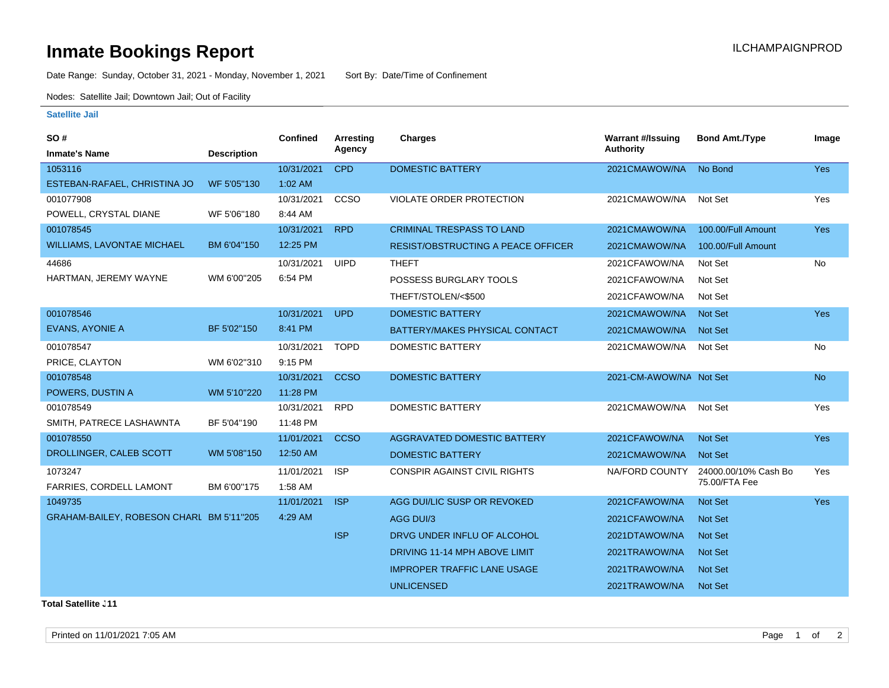# Inmate Bookings Report

ILCHAMPAIGNPROD

Date Range: Sunday, October 31, 2021 - Monday, November 1, 2021    Sort By: Date/Time of Confinement

Nodes: Satellite Jail; Downtown Jail; Out of Facility

**Satellite Jail**

| SO # / Inmate's Name | Description | Confined | Arresting Agency | Charges | Warrant #/Issuing Authority | Bond Amt./Type | Image |
|---|---|---|---|---|---|---|---|
| 1053116 ESTEBAN-RAFAEL, CHRISTINA JO | WF 5'05"130 | 10/31/2021 1:02 AM | CPD | DOMESTIC BATTERY | 2021CMAWOW/NA | No Bond | Yes |
| 001077908 POWELL, CRYSTAL DIANE | WF 5'06"180 | 10/31/2021 8:44 AM | CCSO | VIOLATE ORDER PROTECTION | 2021CMAWOW/NA | Not Set | Yes |
| 001078545 WILLIAMS, LAVONTAE MICHAEL | BM 6'04"150 | 10/31/2021 12:25 PM | RPD | CRIMINAL TRESPASS TO LAND | 2021CMAWOW/NA | 100.00/Full Amount | Yes |
| | | | | RESIST/OBSTRUCTING A PEACE OFFICER | 2021CMAWOW/NA | 100.00/Full Amount | |
| 44686 HARTMAN, JEREMY WAYNE | WM 6'00"205 | 10/31/2021 6:54 PM | UIPD | THEFT | 2021CFAWOW/NA | Not Set | No |
| | | | | POSSESS BURGLARY TOOLS | 2021CFAWOW/NA | Not Set | |
| | | | | THEFT/STOLEN/<$500 | 2021CFAWOW/NA | Not Set | |
| 001078546 EVANS, AYONIE A | BF 5'02"150 | 10/31/2021 8:41 PM | UPD | DOMESTIC BATTERY | 2021CMAWOW/NA | Not Set | Yes |
| | | | | BATTERY/MAKES PHYSICAL CONTACT | 2021CMAWOW/NA | Not Set | |
| 001078547 PRICE, CLAYTON | WM 6'02"310 | 10/31/2021 9:15 PM | TOPD | DOMESTIC BATTERY | 2021CMAWOW/NA | Not Set | No |
| 001078548 POWERS, DUSTIN A | WM 5'10"220 | 10/31/2021 11:28 PM | CCSO | DOMESTIC BATTERY | 2021-CM-AWOW/NA | Not Set | No |
| 001078549 SMITH, PATRECE LASHAWNTA | BF 5'04"190 | 10/31/2021 11:48 PM | RPD | DOMESTIC BATTERY | 2021CMAWOW/NA | Not Set | Yes |
| 001078550 DROLLINGER, CALEB SCOTT | WM 5'08"150 | 11/01/2021 12:50 AM | CCSO | AGGRAVATED DOMESTIC BATTERY | 2021CFAWOW/NA | Not Set | Yes |
| | | | | DOMESTIC BATTERY | 2021CMAWOW/NA | Not Set | |
| 1073247 FARRIES, CORDELL LAMONT | BM 6'00"175 | 11/01/2021 1:58 AM | ISP | CONSPIR AGAINST CIVIL RIGHTS | NA/FORD COUNTY | 24000.00/10% Cash Bo 75.00/FTA Fee | Yes |
| 1049735 GRAHAM-BAILEY, ROBESON CHARL | BM 5'11"205 | 11/01/2021 4:29 AM | ISP | AGG DUI/LIC SUSP OR REVOKED | 2021CFAWOW/NA | Not Set | Yes |
| | | | | AGG DUI/3 | 2021CFAWOW/NA | Not Set | |
| | | | ISP | DRVG UNDER INFLU OF ALCOHOL | 2021DTAWOW/NA | Not Set | |
| | | | | DRIVING 11-14 MPH ABOVE LIMIT | 2021TRAWOW/NA | Not Set | |
| | | | | IMPROPER TRAFFIC LANE USAGE | 2021TRAWOW/NA | Not Set | |
| | | | | UNLICENSED | 2021TRAWOW/NA | Not Set | |

**Total Satellite J11**

Printed on 11/01/2021 7:05 AM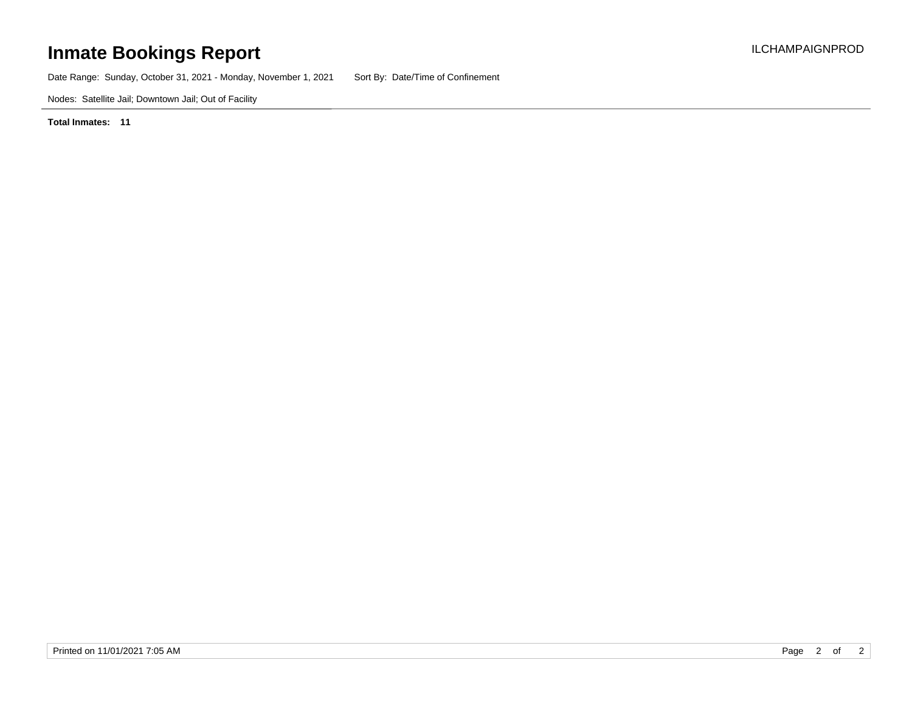# Inmate Bookings Report

ILCHAMPAIGNPROD

Date Range: Sunday, October 31, 2021 - Monday, November 1, 2021    Sort By: Date/Time of Confinement

Nodes: Satellite Jail; Downtown Jail; Out of Facility

**Total Inmates: 11**

Printed on 11/01/2021 7:05 AM